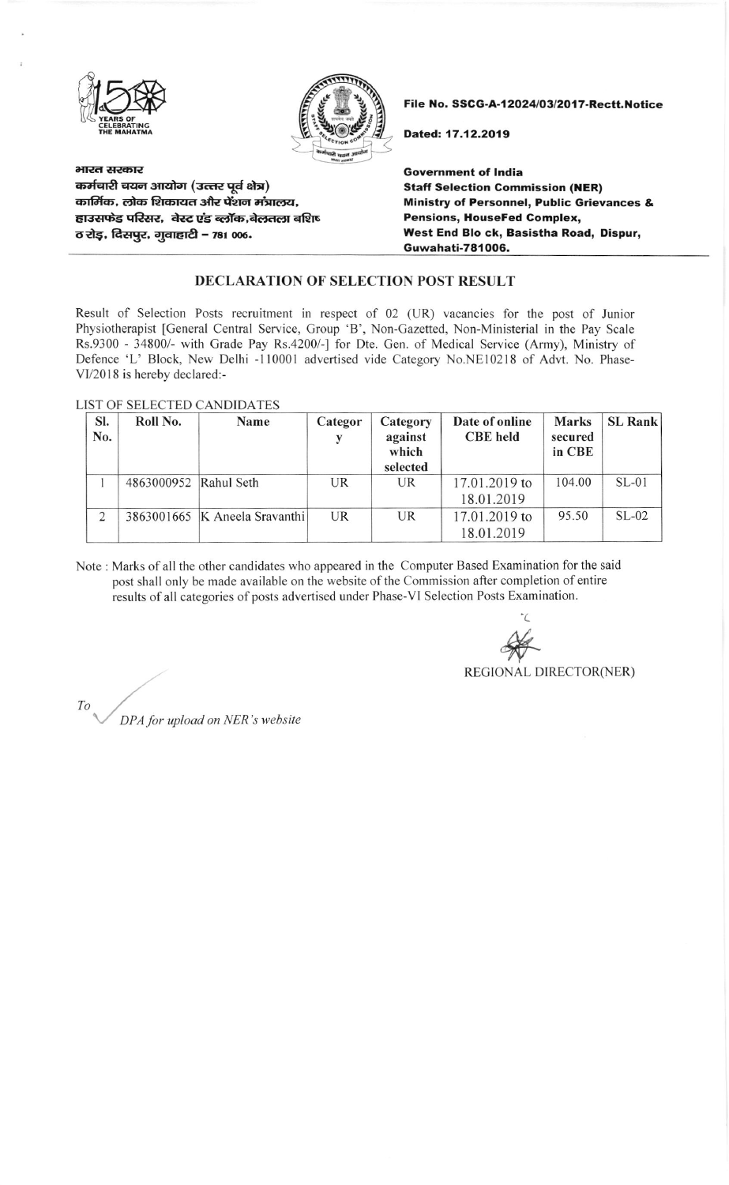File No. SSCG-A-12024/03/2017-Rectt.Notice

Dated: 17.12.2019

भारत सरकार
कर्मचारी चयन आयोग (उत्तर पूर्व क्षेत्र)
कार्मिक, लोक शिकायत और पेंशन मंत्रालय,
हाउसफेड परिसर, वेस्ट एंड ब्लॉक,बेलतला बशिष्ठ रोड़, दिसपुर, गुवाहाटी – 781 006.

**Government of India**
**Staff Selection Commission (NER)**
**Ministry of Personnel, Public Grievances & Pensions, HouseFed Complex,**
**West End Blo ck, Basistha Road, Dispur, Guwahati-781006.**

## DECLARATION OF SELECTION POST RESULT

Result of Selection Posts recruitment in respect of 02 (UR) vacancies for the post of Junior Physiotherapist [General Central Service, Group 'B', Non-Gazetted, Non-Ministerial in the Pay Scale Rs.9300 - 34800/- with Grade Pay Rs.4200/-] for Dte. Gen. of Medical Service (Army), Ministry of Defence 'L' Block, New Delhi -110001 advertised vide Category No.NE10218 of Advt. No. Phase-VI/2018 is hereby declared:-

LIST OF SELECTED CANDIDATES

| Sl. No. | Roll No. | Name | Category | Category against which selected | Date of online CBE held | Marks secured in CBE | SL Rank |
|---|---|---|---|---|---|---|---|
| 1 | 4863000952 | Rahul Seth | UR | UR | 17.01.2019 to 18.01.2019 | 104.00 | SL-01 |
| 2 | 3863001665 | K Aneela Sravanthi | UR | UR | 17.01.2019 to 18.01.2019 | 95.50 | SL-02 |

Note : Marks of all the other candidates who appeared in the Computer Based Examination for the said post shall only be made available on the website of the Commission after completion of entire results of all categories of posts advertised under Phase-VI Selection Posts Examination.

REGIONAL DIRECTOR(NER)

To
*DPA for upload on NER's website*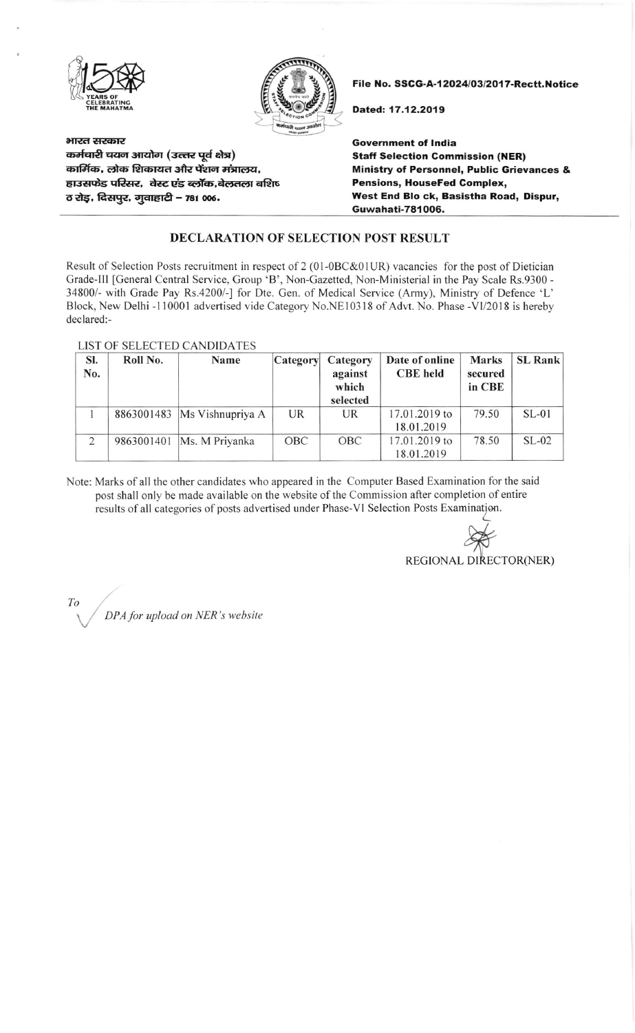File No. SSCG-A-12024/03/2017-Rectt.Notice

Dated: 17.12.2019

भारत सरकार
कर्मचारी चयन आयोग (उत्तर पूर्व क्षेत्र)
कार्मिक, लोक शिकायत और पेंशन मंत्रालय,
हाउसफेड परिसर, वेस्ट एंड ब्लॉक,बेलतला वशिष्ठ रोड, दिसपुर, गुवाहाटी – 781 006.

Government of India
Staff Selection Commission (NER)
Ministry of Personnel, Public Grievances & Pensions, HouseFed Complex,
West End Blo ck, Basistha Road, Dispur,
Guwahati-781006.

## DECLARATION OF SELECTION POST RESULT

Result of Selection Posts recruitment in respect of 2 (01-0BC&01UR) vacancies for the post of Dietician Grade-III [General Central Service, Group 'B', Non-Gazetted, Non-Ministerial in the Pay Scale Rs.9300 - 34800/- with Grade Pay Rs.4200/-] for Dte. Gen. of Medical Service (Army), Ministry of Defence 'L' Block, New Delhi -110001 advertised vide Category No.NE10318 of Advt. No. Phase -VI/2018 is hereby declared:-

LIST OF SELECTED CANDIDATES

| Sl. No. | Roll No. | Name | Category | Category against which selected | Date of online CBE held | Marks secured in CBE | SL Rank |
|---|---|---|---|---|---|---|---|
| 1 | 8863001483 | Ms Vishnupriya A | UR | UR | 17.01.2019 to 18.01.2019 | 79.50 | SL-01 |
| 2 | 9863001401 | Ms. M Priyanka | OBC | OBC | 17.01.2019 to 18.01.2019 | 78.50 | SL-02 |

Note: Marks of all the other candidates who appeared in the Computer Based Examination for the said post shall only be made available on the website of the Commission after completion of entire results of all categories of posts advertised under Phase-VI Selection Posts Examination.

REGIONAL DIRECTOR(NER)

*To*

*DPA for upload on NER's website*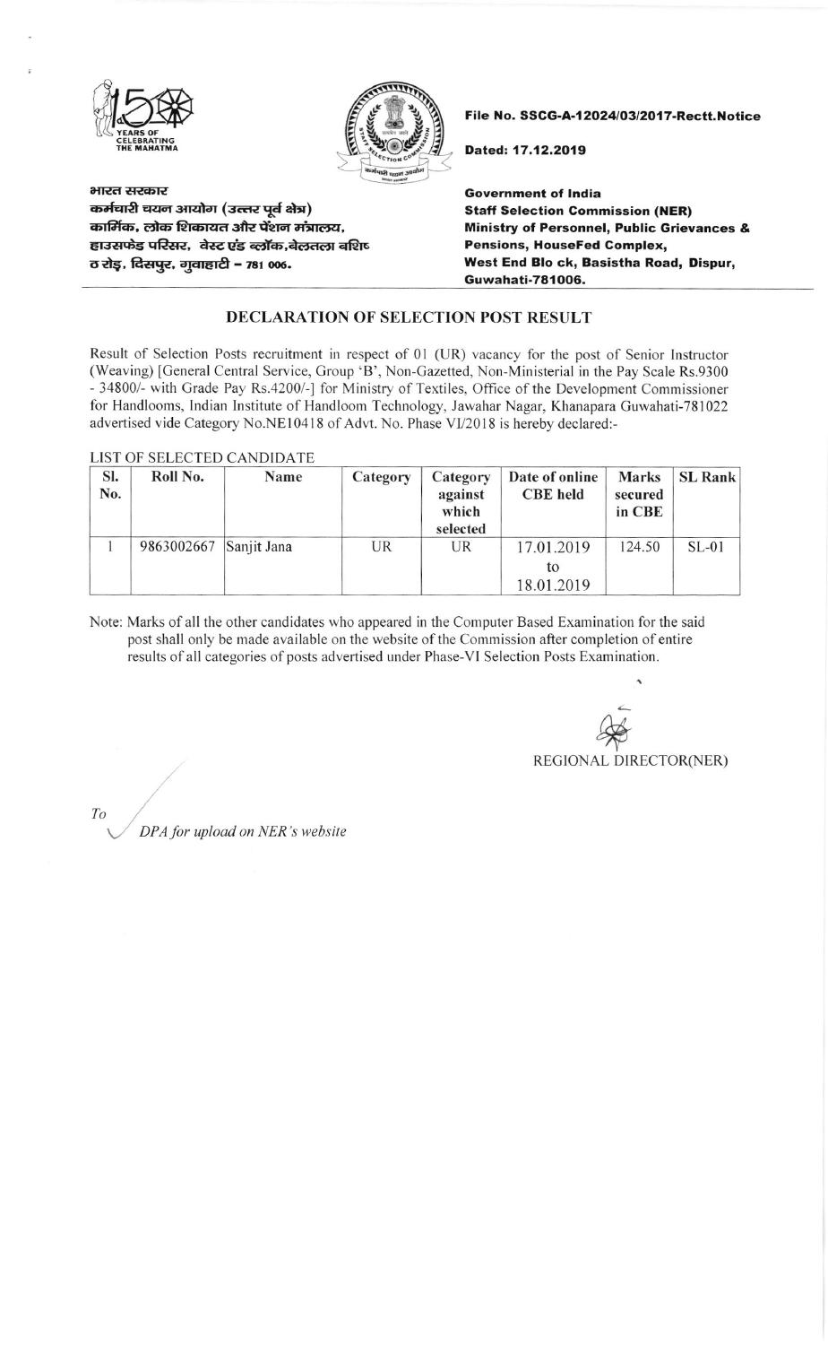File No. SSCG-A-12024/03/2017-Rectt.Notice

Dated: 17.12.2019

भारत सरकार
कर्मचारी चयन आयोग (उत्तर पूर्व क्षेत्र)
कार्मिक, लोक शिकायत और पेंशन मंत्रालय,
हाउसफेड परिसर, वेस्ट एंड ब्लॉक,बेलतला वशिष्ठ रोड़, दिसपुर, गुवाहाटी – 781 006.

**Government of India**
**Staff Selection Commission (NER)**
**Ministry of Personnel, Public Grievances & Pensions, HouseFed Complex,**
**West End Blo ck, Basistha Road, Dispur, Guwahati-781006.**

## DECLARATION OF SELECTION POST RESULT

Result of Selection Posts recruitment in respect of 01 (UR) vacancy for the post of Senior Instructor (Weaving) [General Central Service, Group 'B', Non-Gazetted, Non-Ministerial in the Pay Scale Rs.9300 - 34800/- with Grade Pay Rs.4200/-] for Ministry of Textiles, Office of the Development Commissioner for Handlooms, Indian Institute of Handloom Technology, Jawahar Nagar, Khanapara Guwahati-781022 advertised vide Category No.NE10418 of Advt. No. Phase VI/2018 is hereby declared:-

LIST OF SELECTED CANDIDATE

| Sl. No. | Roll No. | Name | Category | Category against which selected | Date of online CBE held | Marks secured in CBE | SL Rank |
|---|---|---|---|---|---|---|---|
| 1 | 9863002667 | Sanjit Jana | UR | UR | 17.01.2019 to 18.01.2019 | 124.50 | SL-01 |

Note: Marks of all the other candidates who appeared in the Computer Based Examination for the said post shall only be made available on the website of the Commission after completion of entire results of all categories of posts advertised under Phase-VI Selection Posts Examination.

REGIONAL DIRECTOR(NER)

*To*
*DPA for upload on NER's website*